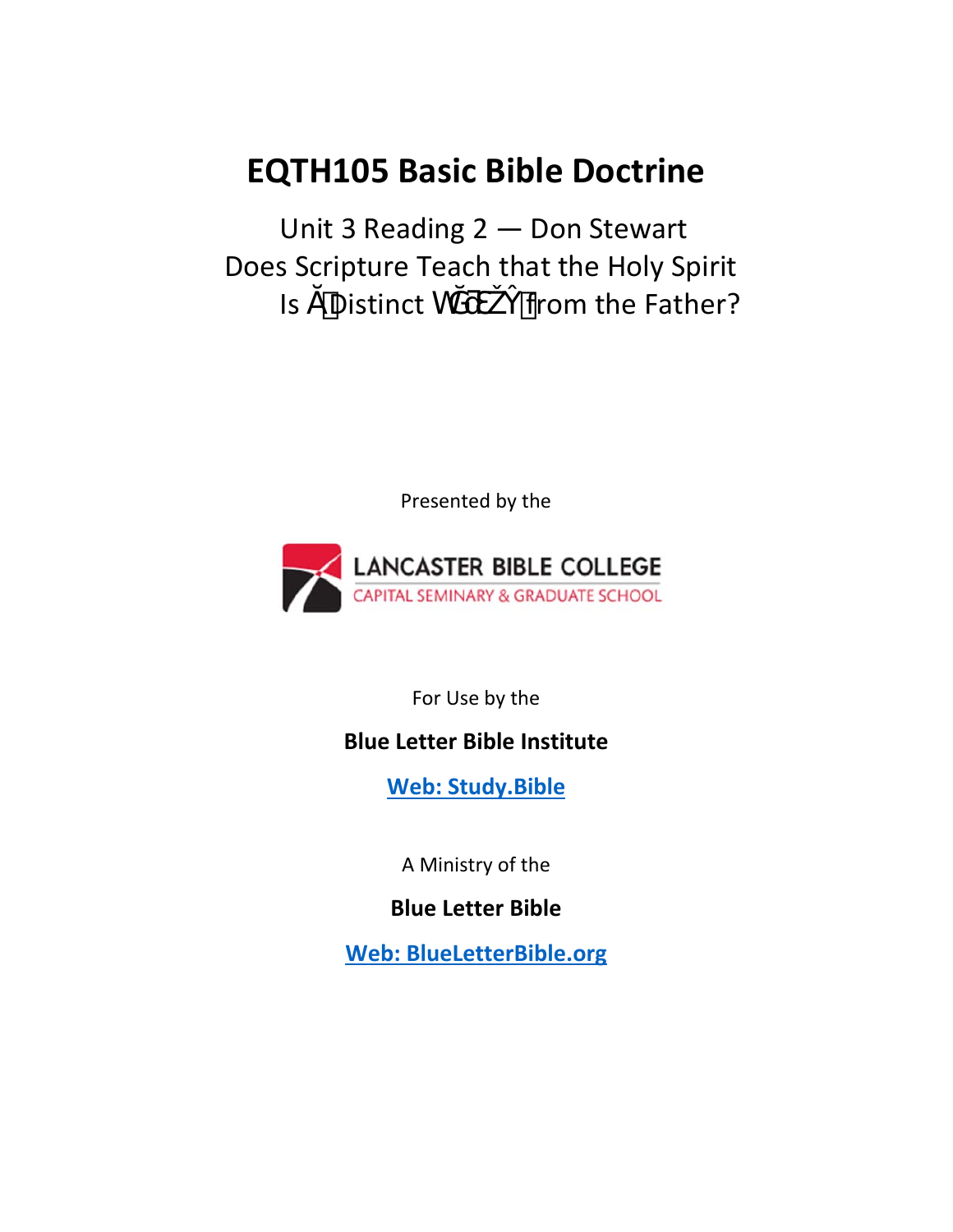# EQTH105 Basic Bible Doctrine

Unit 3 Reading 2 — Don Stewart
Does Scripture Teach that the Holy Spirit
Is a Distinct Person from the Father?

Presented by the

LANCASTER BIBLE COLLEGE
CAPITAL SEMINARY & GRADUATE SCHOOL

For Use by the

**Blue Letter Bible Institute**

**Web: Study.Bible**

A Ministry of the

**Blue Letter Bible**

**Web: BlueLetterBible.org**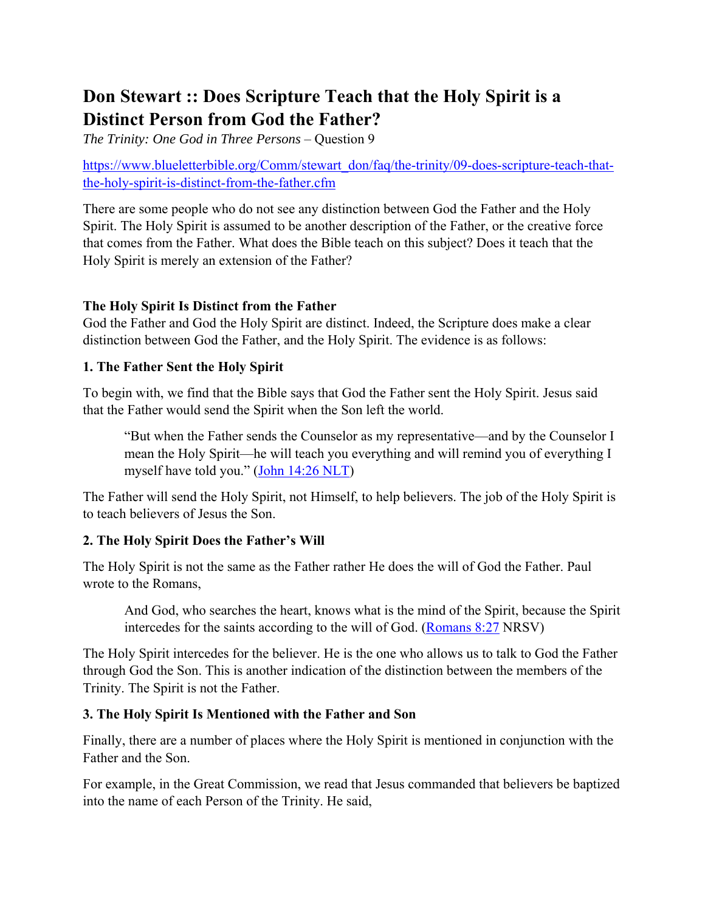# Don Stewart :: Does Scripture Teach that the Holy Spirit is a Distinct Person from God the Father?

*The Trinity: One God in Three Persons* – Question 9

https://www.blueletterbible.org/Comm/stewart_don/faq/the-trinity/09-does-scripture-teach-that-the-holy-spirit-is-distinct-from-the-father.cfm

There are some people who do not see any distinction between God the Father and the Holy Spirit. The Holy Spirit is assumed to be another description of the Father, or the creative force that comes from the Father. What does the Bible teach on this subject? Does it teach that the Holy Spirit is merely an extension of the Father?

**The Holy Spirit Is Distinct from the Father**

God the Father and God the Holy Spirit are distinct. Indeed, the Scripture does make a clear distinction between God the Father, and the Holy Spirit. The evidence is as follows:

**1. The Father Sent the Holy Spirit**

To begin with, we find that the Bible says that God the Father sent the Holy Spirit. Jesus said that the Father would send the Spirit when the Son left the world.

> "But when the Father sends the Counselor as my representative—and by the Counselor I mean the Holy Spirit—he will teach you everything and will remind you of everything I myself have told you." (John 14:26 NLT)

The Father will send the Holy Spirit, not Himself, to help believers. The job of the Holy Spirit is to teach believers of Jesus the Son.

**2. The Holy Spirit Does the Father's Will**

The Holy Spirit is not the same as the Father rather He does the will of God the Father. Paul wrote to the Romans,

> And God, who searches the heart, knows what is the mind of the Spirit, because the Spirit intercedes for the saints according to the will of God. (Romans 8:27 NRSV)

The Holy Spirit intercedes for the believer. He is the one who allows us to talk to God the Father through God the Son. This is another indication of the distinction between the members of the Trinity. The Spirit is not the Father.

**3. The Holy Spirit Is Mentioned with the Father and Son**

Finally, there are a number of places where the Holy Spirit is mentioned in conjunction with the Father and the Son.

For example, in the Great Commission, we read that Jesus commanded that believers be baptized into the name of each Person of the Trinity. He said,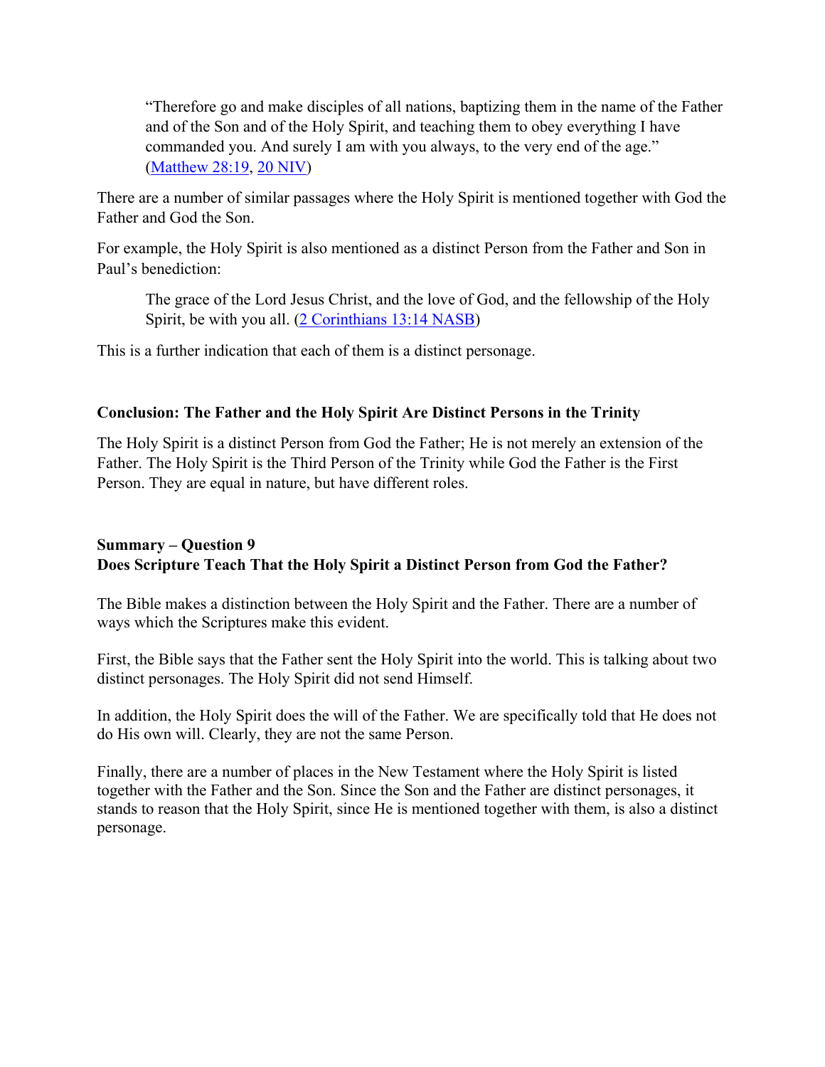> "Therefore go and make disciples of all nations, baptizing them in the name of the Father and of the Son and of the Holy Spirit, and teaching them to obey everything I have commanded you. And surely I am with you always, to the very end of the age." (Matthew 28:19, 20 NIV)

There are a number of similar passages where the Holy Spirit is mentioned together with God the Father and God the Son.

For example, the Holy Spirit is also mentioned as a distinct Person from the Father and Son in Paul's benediction:

> The grace of the Lord Jesus Christ, and the love of God, and the fellowship of the Holy Spirit, be with you all. (2 Corinthians 13:14 NASB)

This is a further indication that each of them is a distinct personage.

**Conclusion: The Father and the Holy Spirit Are Distinct Persons in the Trinity**

The Holy Spirit is a distinct Person from God the Father; He is not merely an extension of the Father. The Holy Spirit is the Third Person of the Trinity while God the Father is the First Person. They are equal in nature, but have different roles.

**Summary – Question 9**
**Does Scripture Teach That the Holy Spirit a Distinct Person from God the Father?**

The Bible makes a distinction between the Holy Spirit and the Father. There are a number of ways which the Scriptures make this evident.

First, the Bible says that the Father sent the Holy Spirit into the world. This is talking about two distinct personages. The Holy Spirit did not send Himself.

In addition, the Holy Spirit does the will of the Father. We are specifically told that He does not do His own will. Clearly, they are not the same Person.

Finally, there are a number of places in the New Testament where the Holy Spirit is listed together with the Father and the Son. Since the Son and the Father are distinct personages, it stands to reason that the Holy Spirit, since He is mentioned together with them, is also a distinct personage.